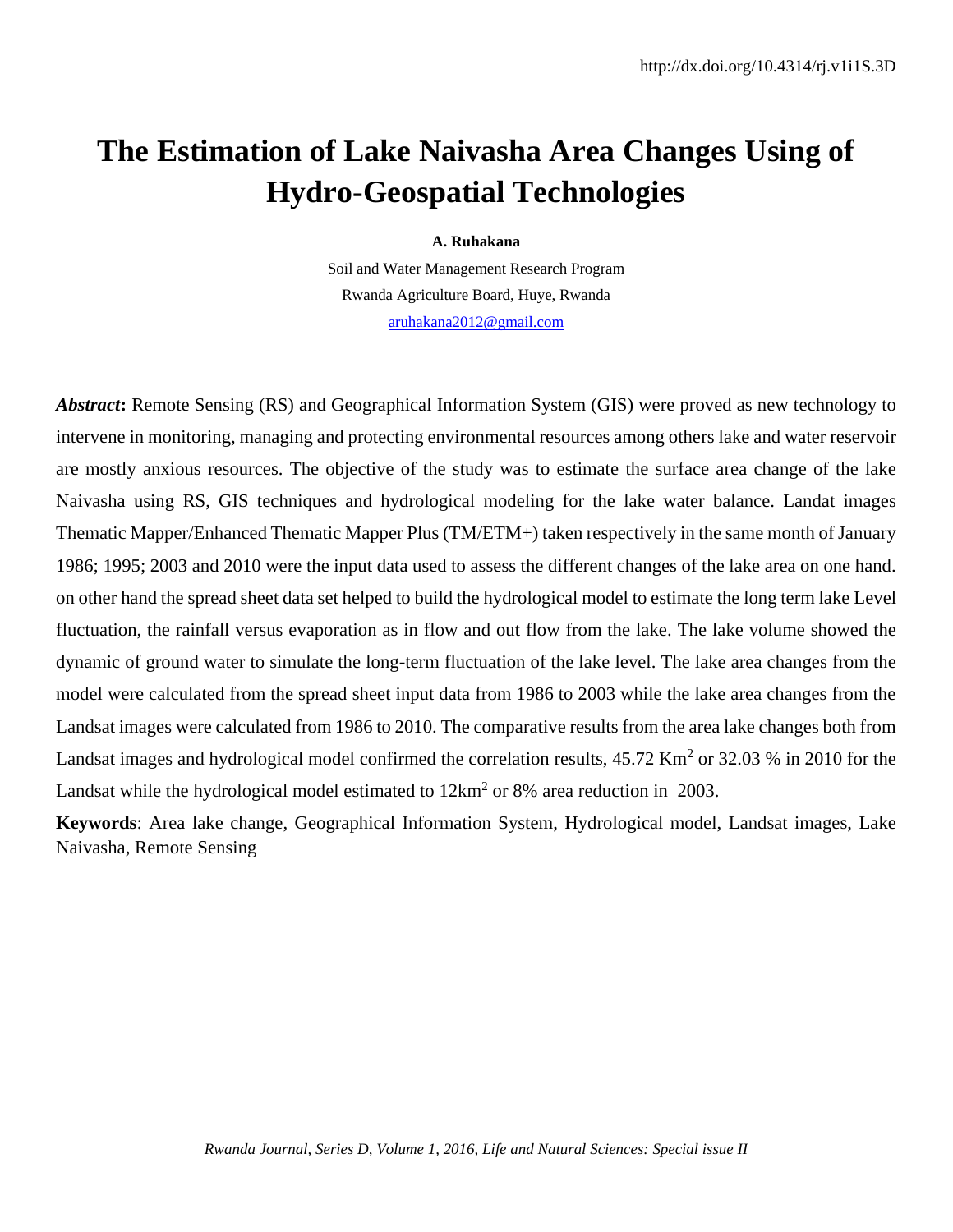http://dx.doi.org/10.4314/rj.v1i1S.3D

# The Estimation of Lake Naivasha Area Changes Using of Hydro-Geospatial Technologies

**A. Ruhakana**

Soil and Water Management Research Program

Rwanda Agriculture Board, Huye, Rwanda

aruhakana2012@gmail.com

***Abstract*:** Remote Sensing (RS) and Geographical Information System (GIS) were proved as new technology to intervene in monitoring, managing and protecting environmental resources among others lake and water reservoir are mostly anxious resources. The objective of the study was to estimate the surface area change of the lake Naivasha using RS, GIS techniques and hydrological modeling for the lake water balance. Landat images Thematic Mapper/Enhanced Thematic Mapper Plus (TM/ETM+) taken respectively in the same month of January 1986; 1995; 2003 and 2010 were the input data used to assess the different changes of the lake area on one hand. on other hand the spread sheet data set helped to build the hydrological model to estimate the long term lake Level fluctuation, the rainfall versus evaporation as in flow and out flow from the lake. The lake volume showed the dynamic of ground water to simulate the long-term fluctuation of the lake level. The lake area changes from the model were calculated from the spread sheet input data from 1986 to 2003 while the lake area changes from the Landsat images were calculated from 1986 to 2010. The comparative results from the area lake changes both from Landsat images and hydrological model confirmed the correlation results, 45.72 $Km^2$ or 32.03 % in 2010 for the Landsat while the hydrological model estimated to 12$km^2$ or 8% area reduction in 2003.

**Keywords**: Area lake change, Geographical Information System, Hydrological model, Landsat images, Lake Naivasha, Remote Sensing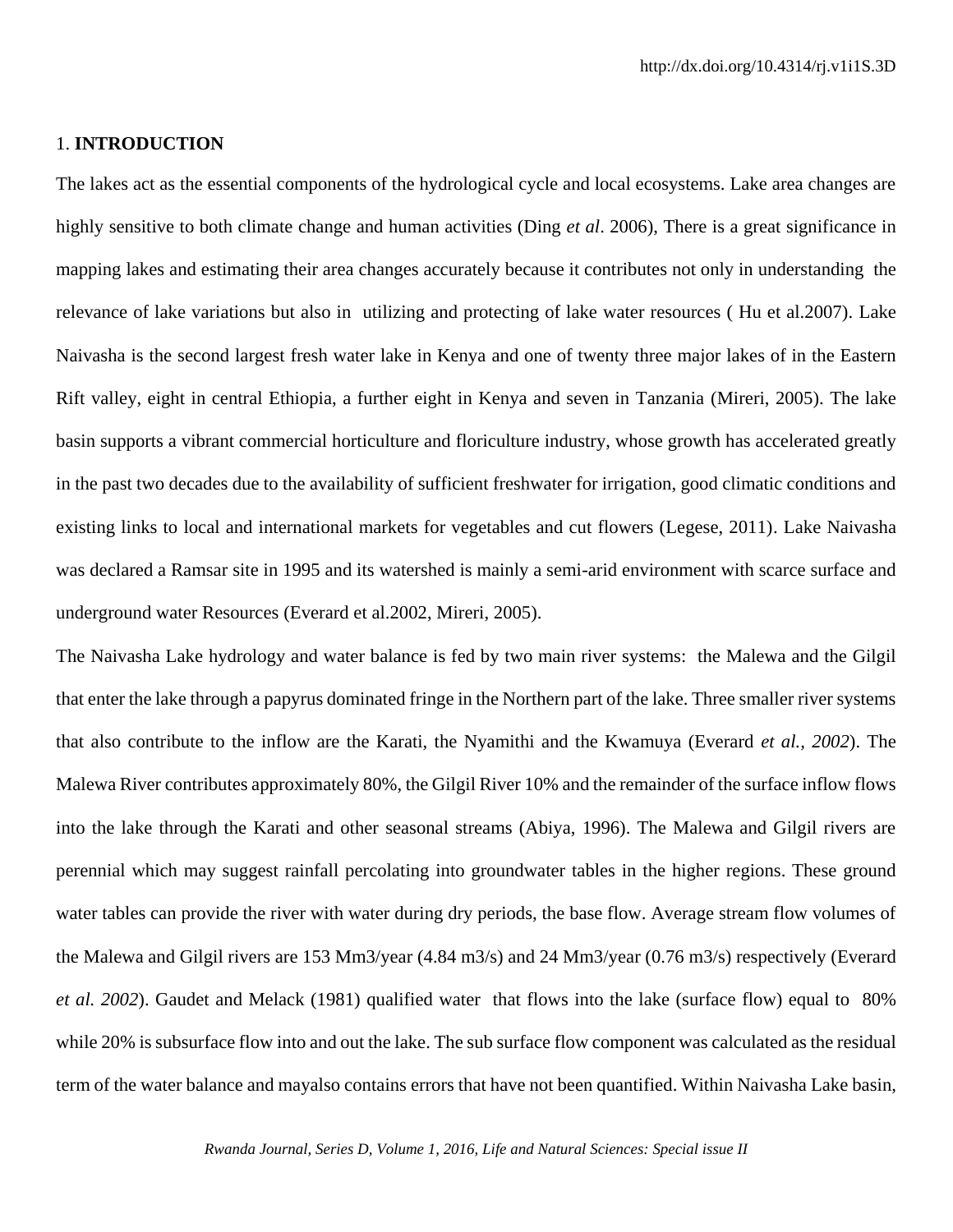## 1. **INTRODUCTION**

The lakes act as the essential components of the hydrological cycle and local ecosystems. Lake area changes are highly sensitive to both climate change and human activities (Ding *et al*. 2006), There is a great significance in mapping lakes and estimating their area changes accurately because it contributes not only in understanding the relevance of lake variations but also in utilizing and protecting of lake water resources ( Hu et al.2007). Lake Naivasha is the second largest fresh water lake in Kenya and one of twenty three major lakes of in the Eastern Rift valley, eight in central Ethiopia, a further eight in Kenya and seven in Tanzania (Mireri, 2005). The lake basin supports a vibrant commercial horticulture and floriculture industry, whose growth has accelerated greatly in the past two decades due to the availability of sufficient freshwater for irrigation, good climatic conditions and existing links to local and international markets for vegetables and cut flowers (Legese, 2011). Lake Naivasha was declared a Ramsar site in 1995 and its watershed is mainly a semi-arid environment with scarce surface and underground water Resources (Everard et al.2002, Mireri, 2005).

The Naivasha Lake hydrology and water balance is fed by two main river systems: the Malewa and the Gilgil that enter the lake through a papyrus dominated fringe in the Northern part of the lake. Three smaller river systems that also contribute to the inflow are the Karati, the Nyamithi and the Kwamuya (Everard *et al., 2002*). The Malewa River contributes approximately 80%, the Gilgil River 10% and the remainder of the surface inflow flows into the lake through the Karati and other seasonal streams (Abiya, 1996). The Malewa and Gilgil rivers are perennial which may suggest rainfall percolating into groundwater tables in the higher regions. These ground water tables can provide the river with water during dry periods, the base flow. Average stream flow volumes of the Malewa and Gilgil rivers are 153 Mm3/year (4.84 m3/s) and 24 Mm3/year (0.76 m3/s) respectively (Everard *et al. 2002*). Gaudet and Melack (1981) qualified water that flows into the lake (surface flow) equal to 80% while 20% is subsurface flow into and out the lake. The sub surface flow component was calculated as the residual term of the water balance and mayalso contains errors that have not been quantified. Within Naivasha Lake basin,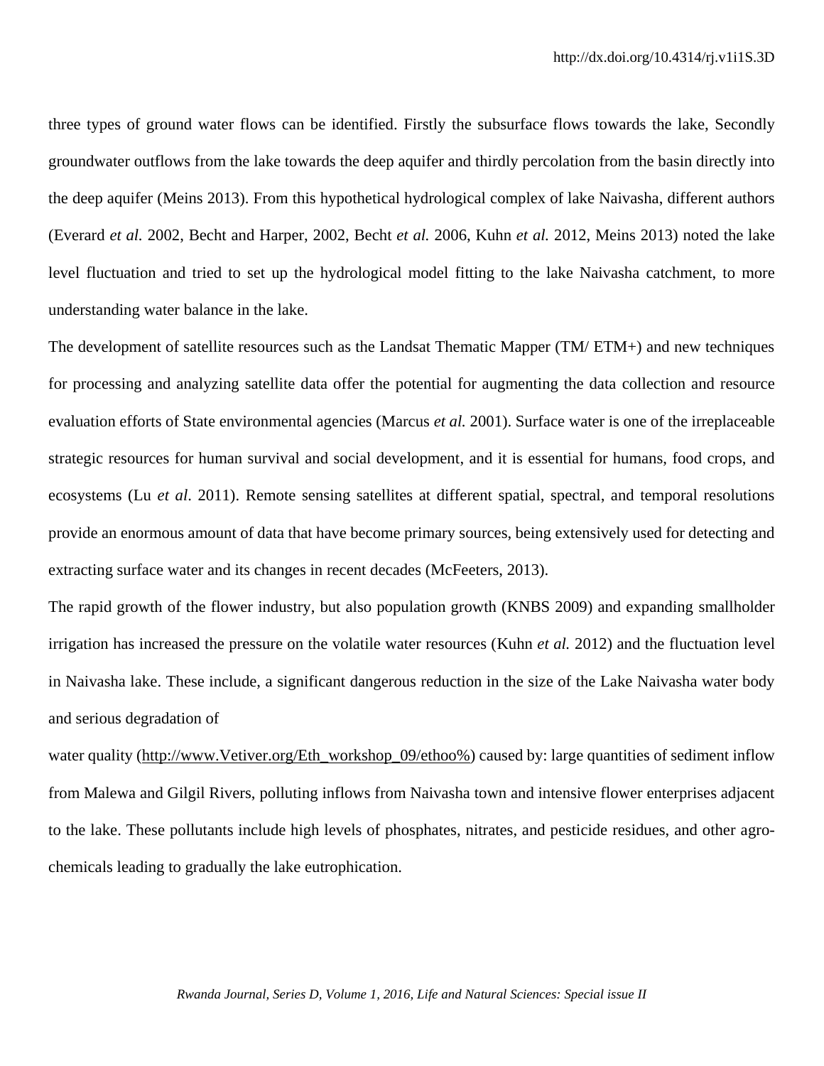three types of ground water flows can be identified. Firstly the subsurface flows towards the lake, Secondly groundwater outflows from the lake towards the deep aquifer and thirdly percolation from the basin directly into the deep aquifer (Meins 2013). From this hypothetical hydrological complex of lake Naivasha, different authors (Everard *et al.* 2002, Becht and Harper, 2002, Becht *et al.* 2006, Kuhn *et al.* 2012, Meins 2013) noted the lake level fluctuation and tried to set up the hydrological model fitting to the lake Naivasha catchment, to more understanding water balance in the lake.

The development of satellite resources such as the Landsat Thematic Mapper (TM/ ETM+) and new techniques for processing and analyzing satellite data offer the potential for augmenting the data collection and resource evaluation efforts of State environmental agencies (Marcus *et al.* 2001). Surface water is one of the irreplaceable strategic resources for human survival and social development, and it is essential for humans, food crops, and ecosystems (Lu *et al*. 2011). Remote sensing satellites at different spatial, spectral, and temporal resolutions provide an enormous amount of data that have become primary sources, being extensively used for detecting and extracting surface water and its changes in recent decades (McFeeters, 2013).

The rapid growth of the flower industry, but also population growth (KNBS 2009) and expanding smallholder irrigation has increased the pressure on the volatile water resources (Kuhn *et al.* 2012) and the fluctuation level in Naivasha lake. These include, a significant dangerous reduction in the size of the Lake Naivasha water body and serious degradation of

water quality (http://www.Vetiver.org/Eth_workshop_09/ethoo%) caused by: large quantities of sediment inflow from Malewa and Gilgil Rivers, polluting inflows from Naivasha town and intensive flower enterprises adjacent to the lake. These pollutants include high levels of phosphates, nitrates, and pesticide residues, and other agro-chemicals leading to gradually the lake eutrophication.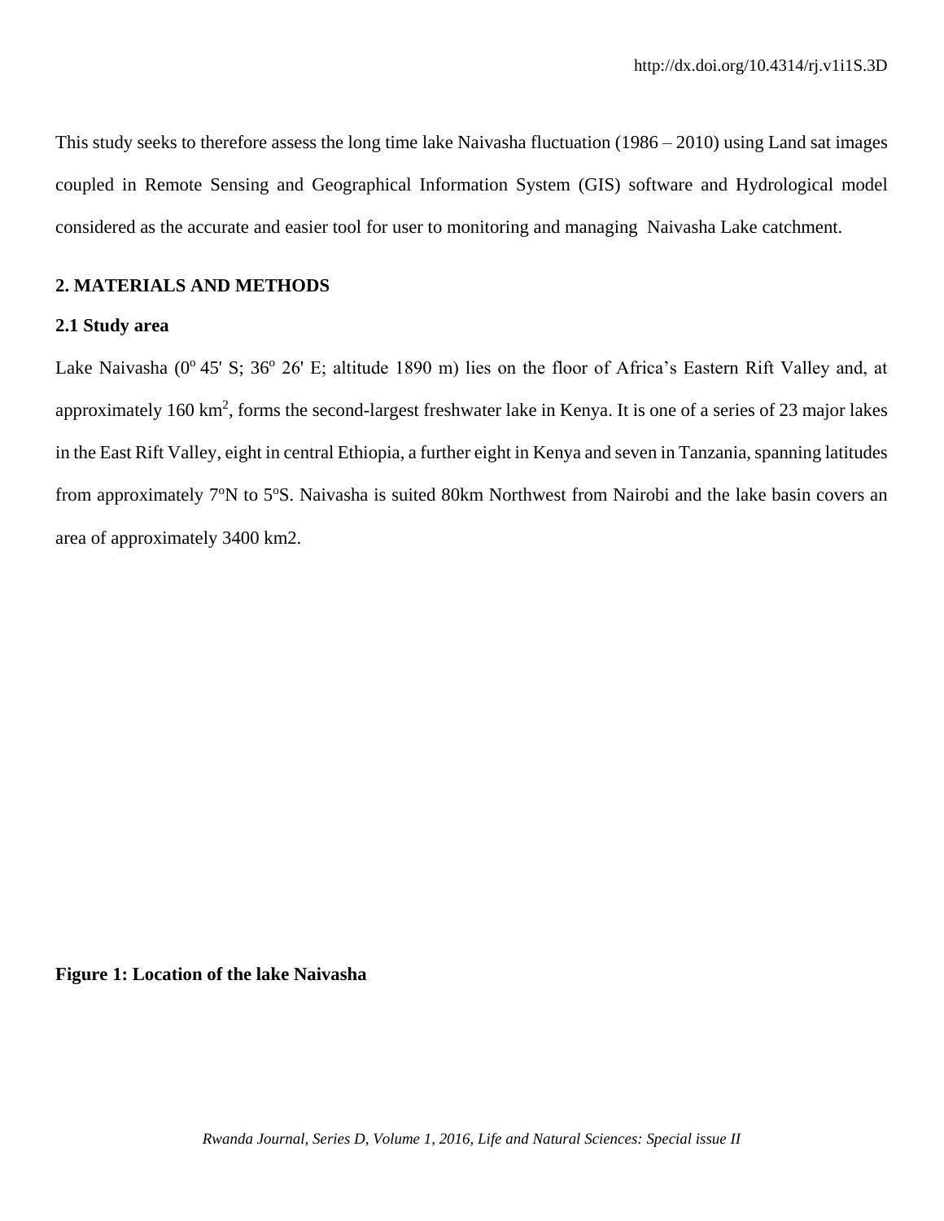This study seeks to therefore assess the long time lake Naivasha fluctuation (1986 – 2010) using Land sat images coupled in Remote Sensing and Geographical Information System (GIS) software and Hydrological model considered as the accurate and easier tool for user to monitoring and managing Naivasha Lake catchment.

## 2. MATERIALS AND METHODS

### 2.1 Study area

Lake Naivasha ($0^o$ 45' S; $36^o$ 26' E; altitude 1890 m) lies on the floor of Africa's Eastern Rift Valley and, at approximately 160 $km^2$, forms the second-largest freshwater lake in Kenya. It is one of a series of 23 major lakes in the East Rift Valley, eight in central Ethiopia, a further eight in Kenya and seven in Tanzania, spanning latitudes from approximately $7^o$N to $5^o$S. Naivasha is suited 80km Northwest from Nairobi and the lake basin covers an area of approximately 3400 km2.

**Figure 1: Location of the lake Naivasha**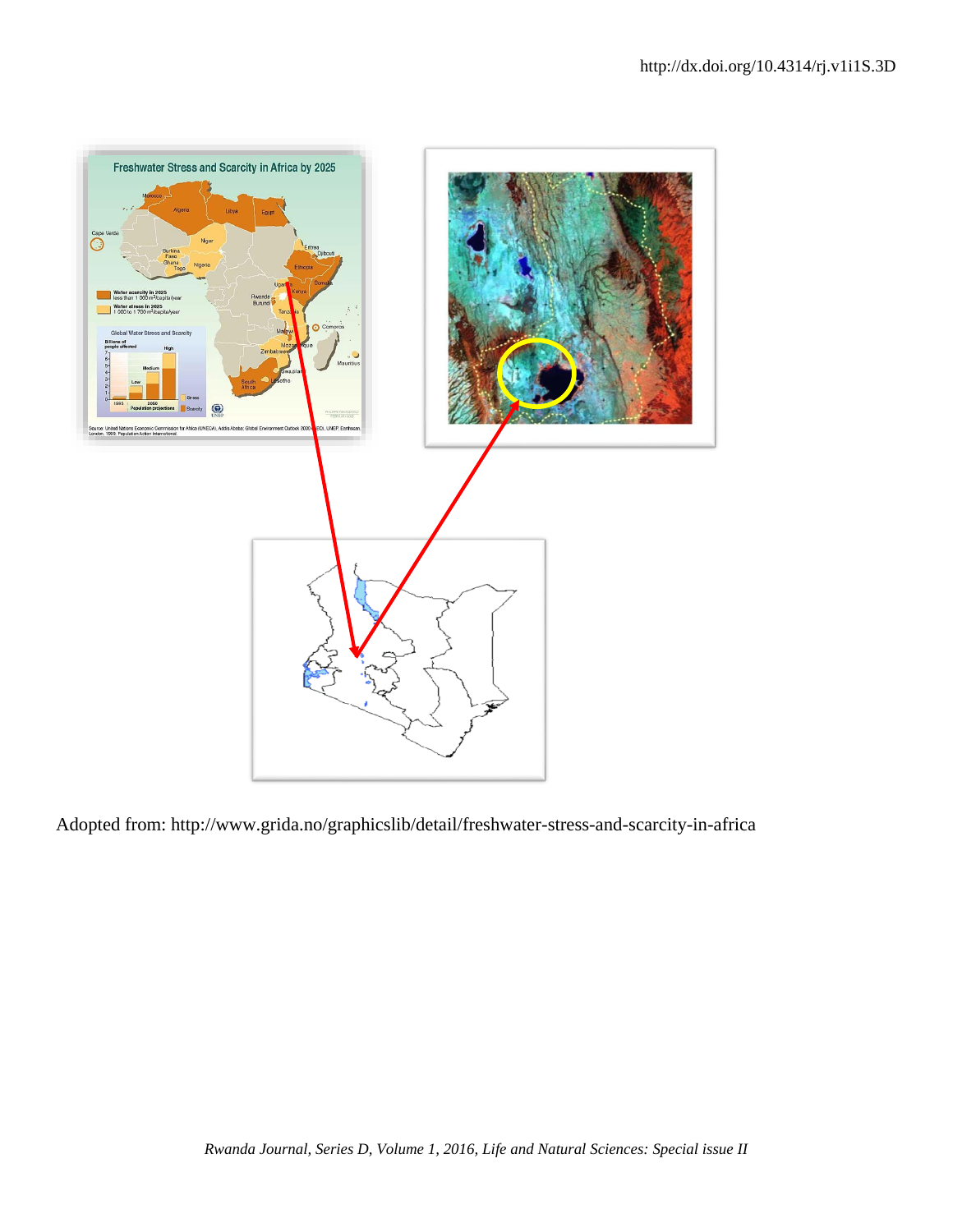Adopted from: http://www.grida.no/graphicslib/detail/freshwater-stress-and-scarcity-in-africa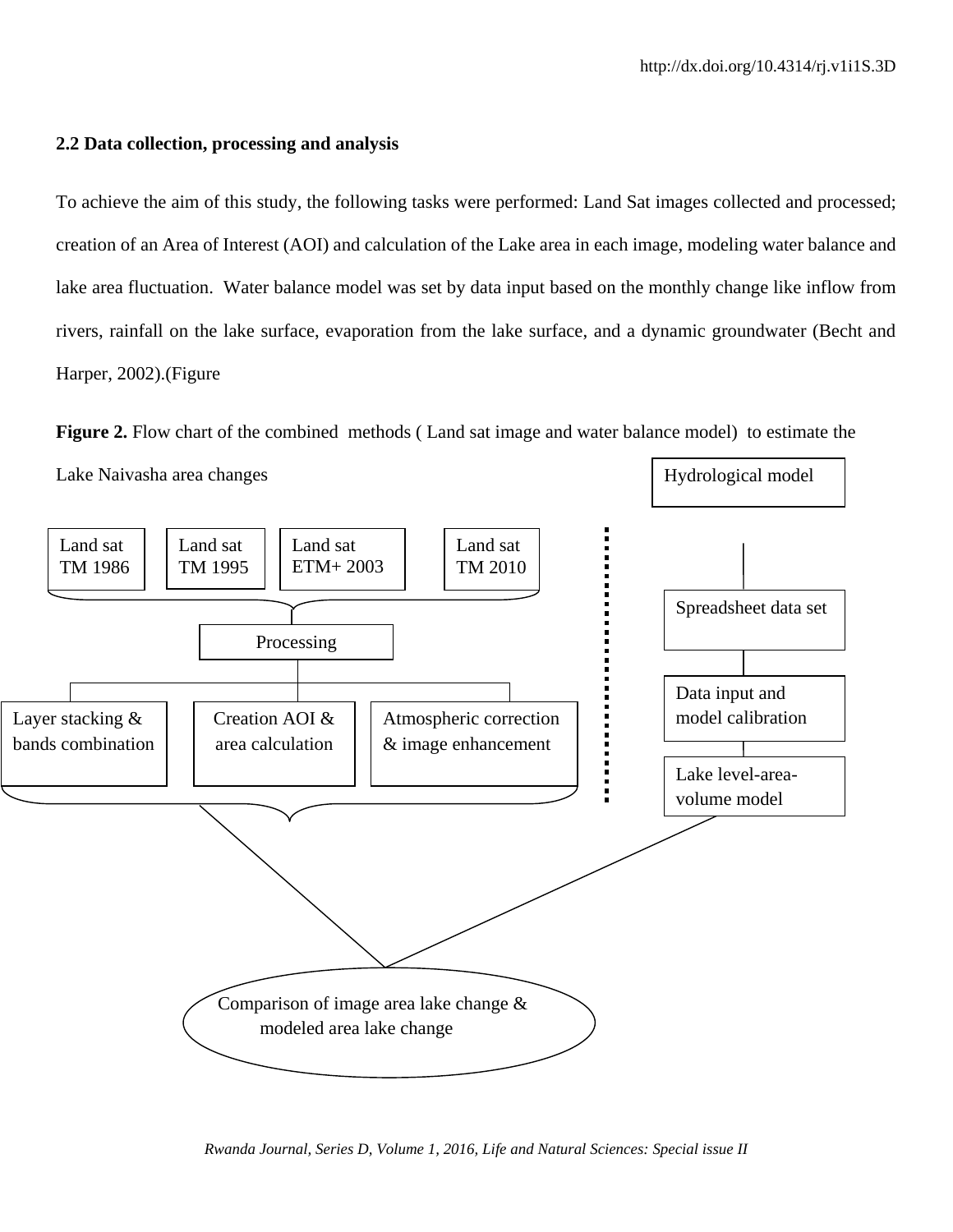### 2.2 Data collection, processing and analysis

To achieve the aim of this study, the following tasks were performed: Land Sat images collected and processed; creation of an Area of Interest (AOI) and calculation of the Lake area in each image, modeling water balance and lake area fluctuation. Water balance model was set by data input based on the monthly change like inflow from rivers, rainfall on the lake surface, evaporation from the lake surface, and a dynamic groundwater (Becht and Harper, 2002).(Figure

**Figure 2.** Flow chart of the combined methods ( Land sat image and water balance model) to estimate the Lake Naivasha area changes

Land sat TM 1986

Land sat TM 1995

Land sat ETM+ 2003

Land sat TM 2010

Processing

Layer stacking & bands combination

Creation AOI & area calculation

Atmospheric correction & image enhancement

Hydrological model

Spreadsheet data set

Data input and model calibration

Lake level-area-volume model

Comparison of image area lake change & modeled area lake change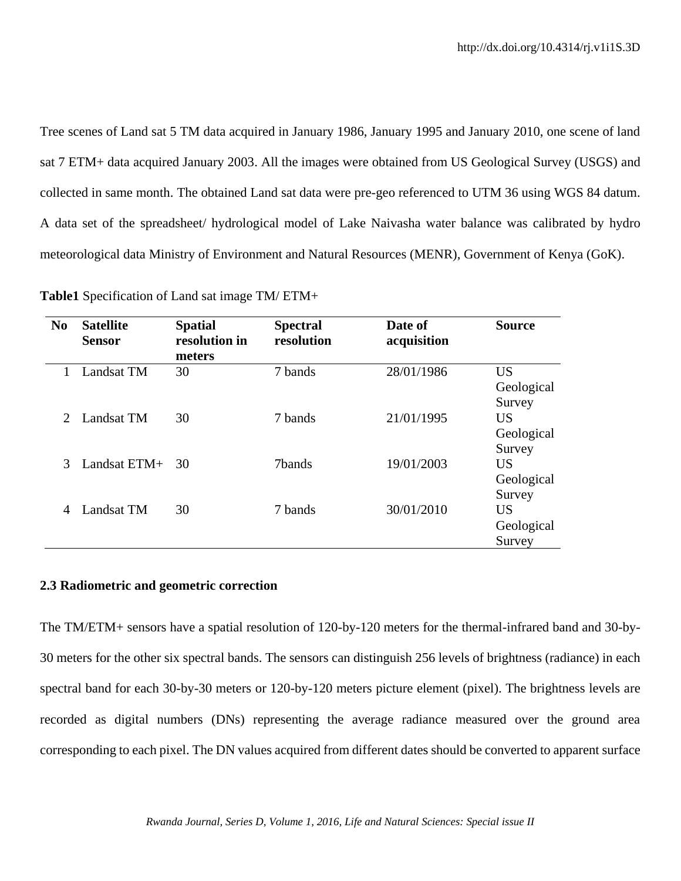Tree scenes of Land sat 5 TM data acquired in January 1986, January 1995 and January 2010, one scene of land sat 7 ETM+ data acquired January 2003. All the images were obtained from US Geological Survey (USGS) and collected in same month. The obtained Land sat data were pre-geo referenced to UTM 36 using WGS 84 datum. A data set of the spreadsheet/ hydrological model of Lake Naivasha water balance was calibrated by hydro meteorological data Ministry of Environment and Natural Resources (MENR), Government of Kenya (GoK).

**Table1** Specification of Land sat image TM/ ETM+

| No | Satellite Sensor | Spatial resolution in meters | Spectral resolution | Date of acquisition | Source |
|---|---|---|---|---|---|
| 1 | Landsat TM | 30 | 7 bands | 28/01/1986 | US Geological Survey |
| 2 | Landsat TM | 30 | 7 bands | 21/01/1995 | US Geological Survey |
| 3 | Landsat ETM+ | 30 | 7bands | 19/01/2003 | US Geological Survey |
| 4 | Landsat TM | 30 | 7 bands | 30/01/2010 | US Geological Survey |

### 2.3 Radiometric and geometric correction

The TM/ETM+ sensors have a spatial resolution of 120-by-120 meters for the thermal-infrared band and 30-by-30 meters for the other six spectral bands. The sensors can distinguish 256 levels of brightness (radiance) in each spectral band for each 30-by-30 meters or 120-by-120 meters picture element (pixel). The brightness levels are recorded as digital numbers (DNs) representing the average radiance measured over the ground area corresponding to each pixel. The DN values acquired from different dates should be converted to apparent surface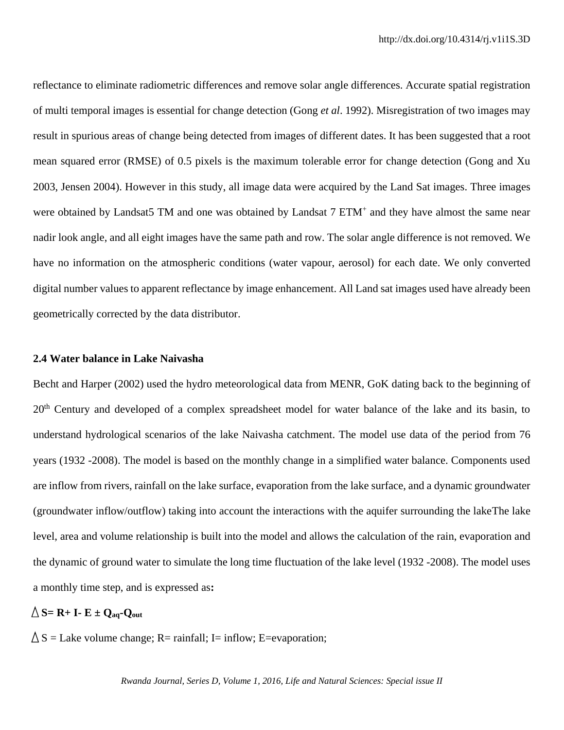reflectance to eliminate radiometric differences and remove solar angle differences. Accurate spatial registration of multi temporal images is essential for change detection (Gong *et al*. 1992). Misregistration of two images may result in spurious areas of change being detected from images of different dates. It has been suggested that a root mean squared error (RMSE) of 0.5 pixels is the maximum tolerable error for change detection (Gong and Xu 2003, Jensen 2004). However in this study, all image data were acquired by the Land Sat images. Three images were obtained by Landsat5 TM and one was obtained by Landsat 7 $ETM^{+}$ and they have almost the same near nadir look angle, and all eight images have the same path and row. The solar angle difference is not removed. We have no information on the atmospheric conditions (water vapour, aerosol) for each date. We only converted digital number values to apparent reflectance by image enhancement. All Land sat images used have already been geometrically corrected by the data distributor.

### 2.4 Water balance in Lake Naivasha

Becht and Harper (2002) used the hydro meteorological data from MENR, GoK dating back to the beginning of $20^{th}$ Century and developed of a complex spreadsheet model for water balance of the lake and its basin, to understand hydrological scenarios of the lake Naivasha catchment. The model use data of the period from 76 years (1932 -2008). The model is based on the monthly change in a simplified water balance. Components used are inflow from rivers, rainfall on the lake surface, evaporation from the lake surface, and a dynamic groundwater (groundwater inflow/outflow) taking into account the interactions with the aquifer surrounding the lakeThe lake level, area and volume relationship is built into the model and allows the calculation of the rain, evaporation and the dynamic of ground water to simulate the long time fluctuation of the lake level (1932 -2008). The model uses a monthly time step, and is expressed as**:**

$$\Delta S = R + I - E \pm Q_{aq} - Q_{out}$$

$\Delta S$ = Lake volume change; R= rainfall; I= inflow; E=evaporation;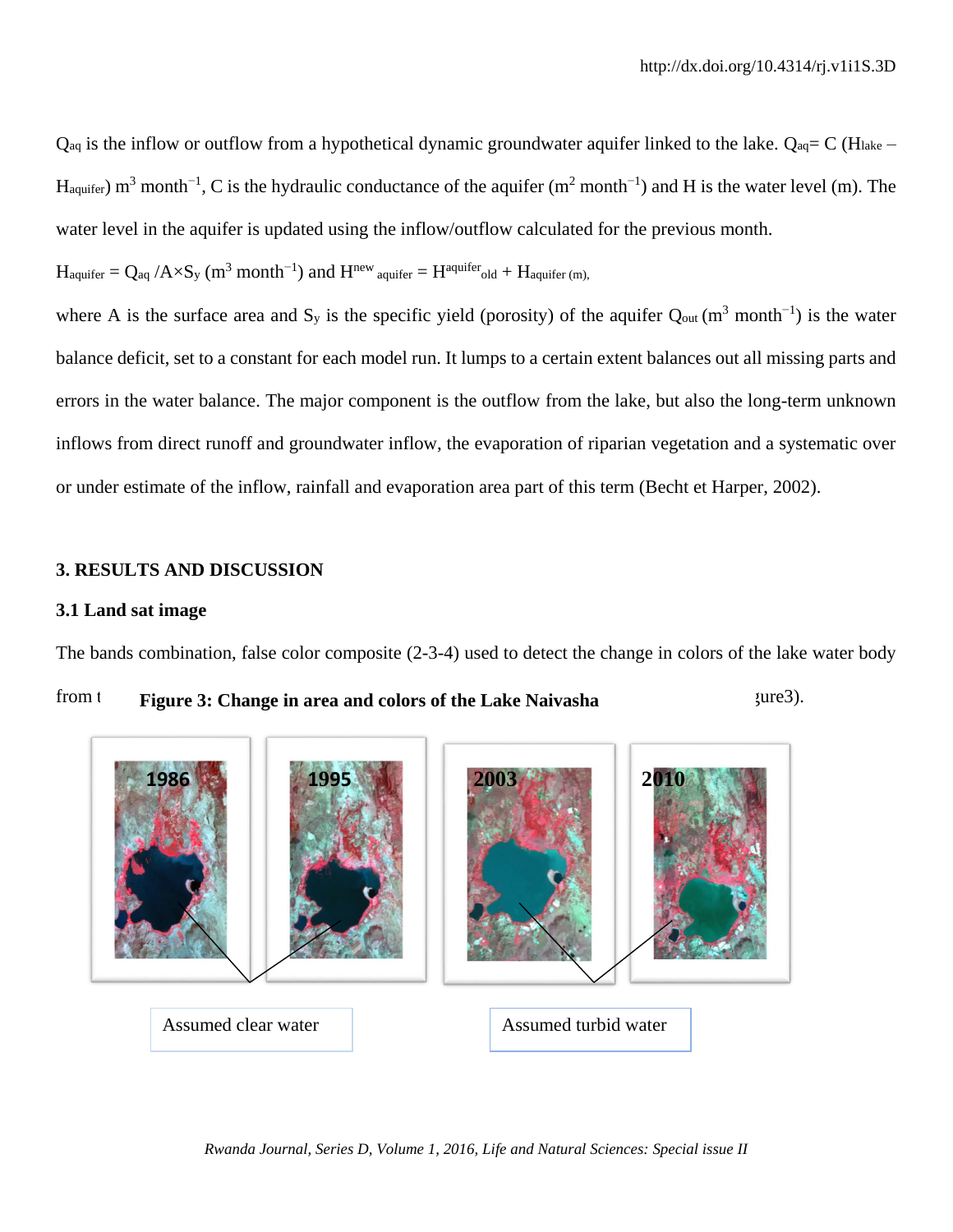$Q_{aq}$ is the inflow or outflow from a hypothetical dynamic groundwater aquifer linked to the lake. $Q_{aq} = C (H_{lake} - H_{aquifer})$ $m^3$ $month^{-1}$, C is the hydraulic conductance of the aquifer ($m^2$ $month^{-1}$) and H is the water level (m). The water level in the aquifer is updated using the inflow/outflow calculated for the previous month.

$H_{aquifer} = Q_{aq} / A \times S_y$ ($m^3$ $month^{-1}$) and $H^{new}{}_{aquifer} = H^{aquifer}{}_{old} + H_{aquifer}$ (m),

where A is the surface area and $S_y$ is the specific yield (porosity) of the aquifer $Q_{out}$ ($m^3$ $month^{-1}$) is the water balance deficit, set to a constant for each model run. It lumps to a certain extent balances out all missing parts and errors in the water balance. The major component is the outflow from the lake, but also the long-term unknown inflows from direct runoff and groundwater inflow, the evaporation of riparian vegetation and a systematic over or under estimate of the inflow, rainfall and evaporation area part of this term (Becht et Harper, 2002).

## 3. RESULTS AND DISCUSSION

### 3.1 Land sat image

The bands combination, false color composite (2-3-4) used to detect the change in colors of the lake water body from t **Figure 3: Change in area and colors of the Lake Naivasha** gure3).

1986 1995 2003 2010

Assumed clear water

Assumed turbid water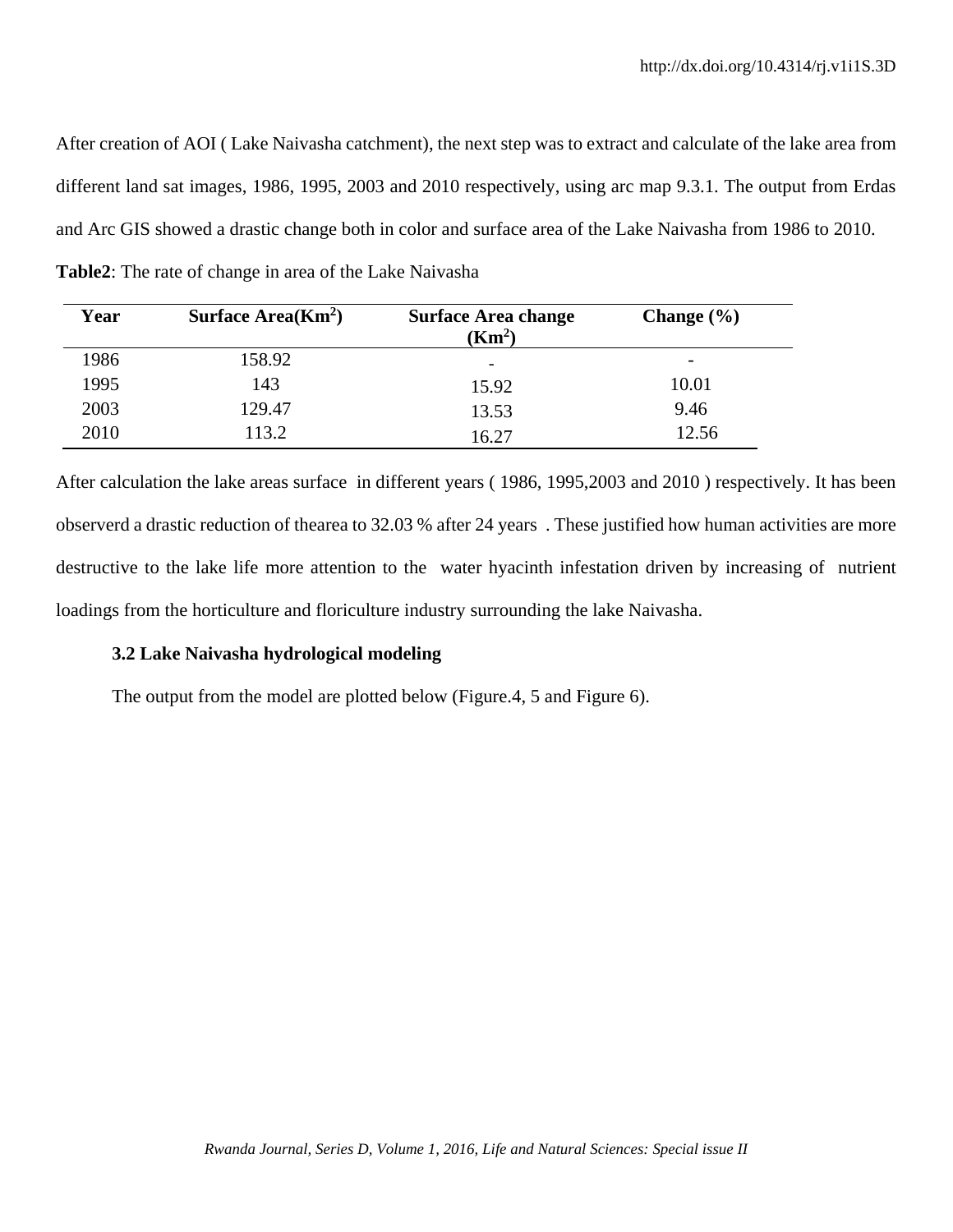After creation of AOI ( Lake Naivasha catchment), the next step was to extract and calculate of the lake area from different land sat images, 1986, 1995, 2003 and 2010 respectively, using arc map 9.3.1. The output from Erdas and Arc GIS showed a drastic change both in color and surface area of the Lake Naivasha from 1986 to 2010.

**Table2**: The rate of change in area of the Lake Naivasha

| Year | Surface Area($Km^2$) | Surface Area change ($Km^2$) | Change (%) |
|---|---|---|---|
| 1986 | 158.92 | - | - |
| 1995 | 143 | 15.92 | 10.01 |
| 2003 | 129.47 | 13.53 | 9.46 |
| 2010 | 113.2 | 16.27 | 12.56 |

After calculation the lake areas surface in different years ( 1986, 1995,2003 and 2010 ) respectively. It has been observerd a drastic reduction of thearea to 32.03 % after 24 years . These justified how human activities are more destructive to the lake life more attention to the water hyacinth infestation driven by increasing of nutrient loadings from the horticulture and floriculture industry surrounding the lake Naivasha.

### 3.2 Lake Naivasha hydrological modeling

The output from the model are plotted below (Figure.4, 5 and Figure 6).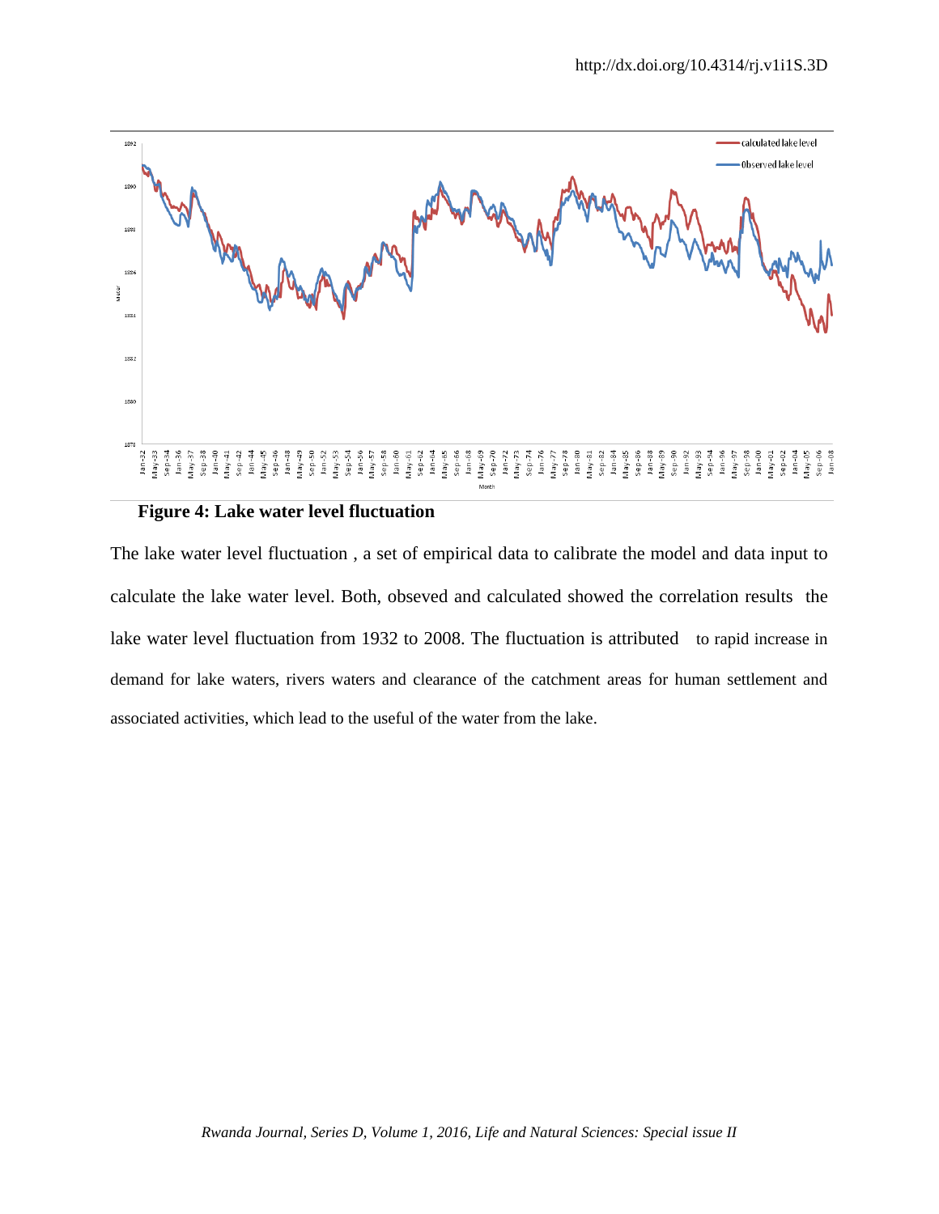**Figure 4: Lake water level fluctuation**

The lake water level fluctuation , a set of empirical data to calibrate the model and data input to calculate the lake water level. Both, obseved and calculated showed the correlation results the lake water level fluctuation from 1932 to 2008. The fluctuation is attributed to rapid increase in demand for lake waters, rivers waters and clearance of the catchment areas for human settlement and associated activities, which lead to the useful of the water from the lake.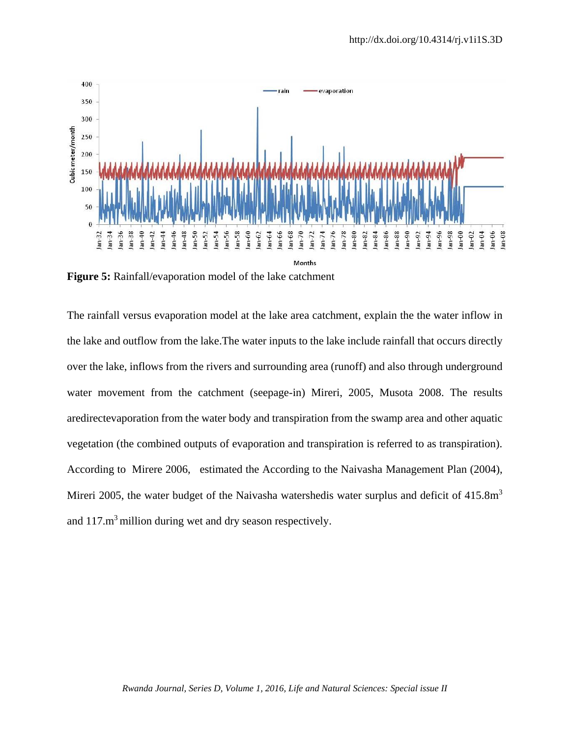**Figure 5:** Rainfall/evaporation model of the lake catchment

The rainfall versus evaporation model at the lake area catchment, explain the the water inflow in the lake and outflow from the lake.The water inputs to the lake include rainfall that occurs directly over the lake, inflows from the rivers and surrounding area (runoff) and also through underground water movement from the catchment (seepage-in) Mireri, 2005, Musota 2008. The results aredirectevaporation from the water body and transpiration from the swamp area and other aquatic vegetation (the combined outputs of evaporation and transpiration is referred to as transpiration). According to Mirere 2006, estimated the According to the Naivasha Management Plan (2004), Mireri 2005, the water budget of the Naivasha watershedis water surplus and deficit of 415.8m$^3$ and 117.m$^3$ million during wet and dry season respectively.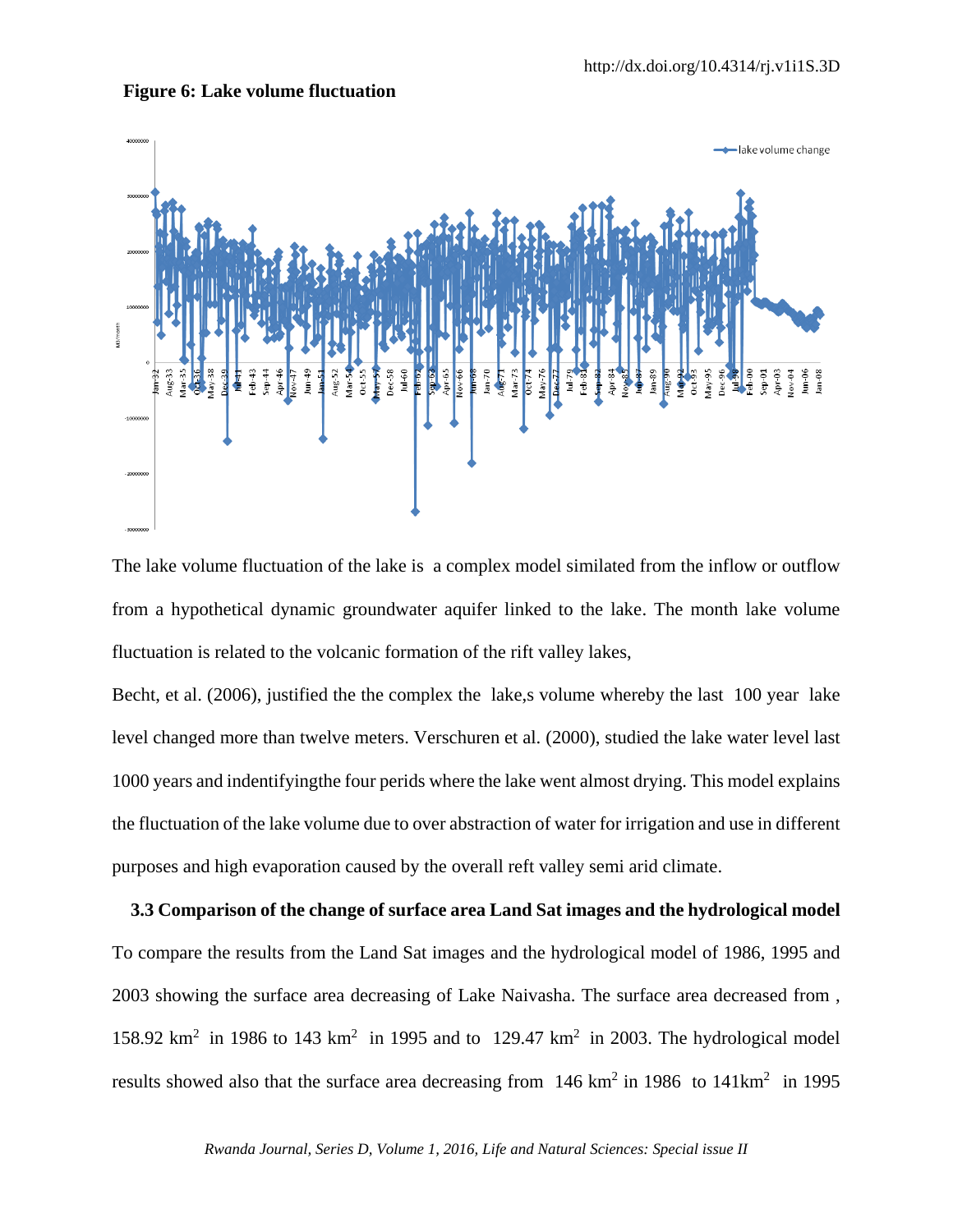**Figure 6: Lake volume fluctuation**

The lake volume fluctuation of the lake is a complex model similated from the inflow or outflow from a hypothetical dynamic groundwater aquifer linked to the lake. The month lake volume fluctuation is related to the volcanic formation of the rift valley lakes,

Becht, et al. (2006), justified the the complex the lake,s volume whereby the last 100 year lake level changed more than twelve meters. Verschuren et al. (2000), studied the lake water level last 1000 years and indentifyingthe four perids where the lake went almost drying. This model explains the fluctuation of the lake volume due to over abstraction of water for irrigation and use in different purposes and high evaporation caused by the overall reft valley semi arid climate.

**3.3 Comparison of the change of surface area Land Sat images and the hydrological model**

To compare the results from the Land Sat images and the hydrological model of 1986, 1995 and 2003 showing the surface area decreasing of Lake Naivasha. The surface area decreased from , 158.92 $km^2$ in 1986 to 143 $km^2$ in 1995 and to 129.47 $km^2$ in 2003. The hydrological model results showed also that the surface area decreasing from 146 $km^2$ in 1986 to 141$km^2$ in 1995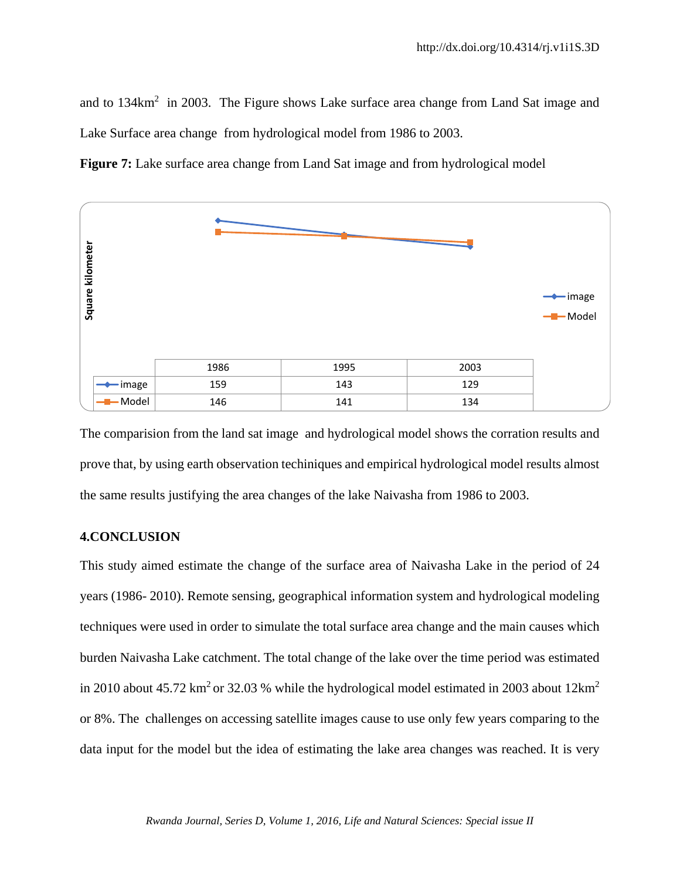and to 134km$^2$ in 2003. The Figure shows Lake surface area change from Land Sat image and Lake Surface area change from hydrological model from 1986 to 2003.

**Figure 7:** Lake surface area change from Land Sat image and from hydrological model

| | 1986 | 1995 | 2003 |
|---|---|---|---|
| image | 159 | 143 | 129 |
| Model | 146 | 141 | 134 |

The comparision from the land sat image and hydrological model shows the corration results and prove that, by using earth observation techiniques and empirical hydrological model results almost the same results justifying the area changes of the lake Naivasha from 1986 to 2003.

## 4.CONCLUSION

This study aimed estimate the change of the surface area of Naivasha Lake in the period of 24 years (1986- 2010). Remote sensing, geographical information system and hydrological modeling techniques were used in order to simulate the total surface area change and the main causes which burden Naivasha Lake catchment. The total change of the lake over the time period was estimated in 2010 about 45.72 km$^2$ or 32.03 % while the hydrological model estimated in 2003 about 12km$^2$ or 8%. The challenges on accessing satellite images cause to use only few years comparing to the data input for the model but the idea of estimating the lake area changes was reached. It is very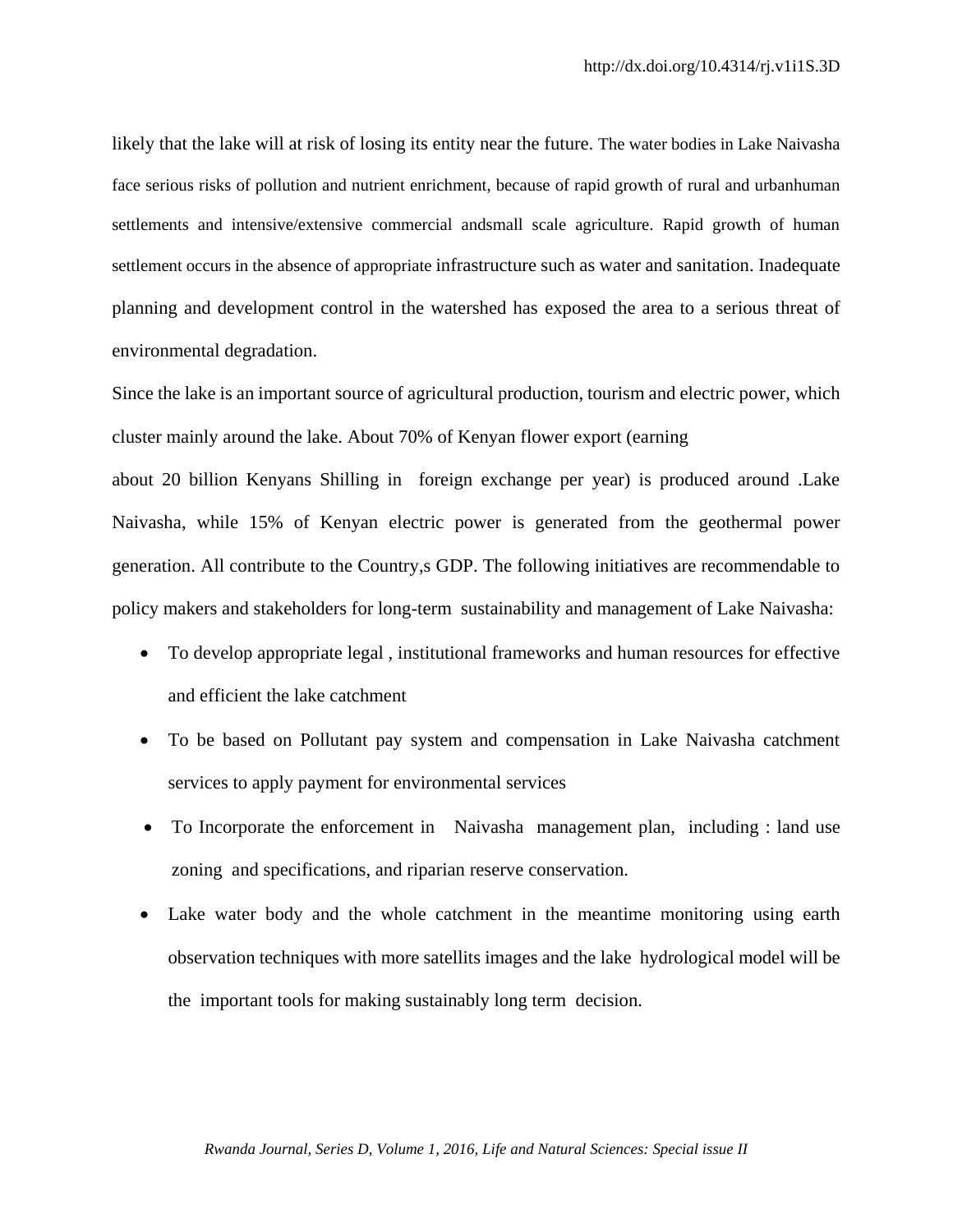likely that the lake will at risk of losing its entity near the future. The water bodies in Lake Naivasha face serious risks of pollution and nutrient enrichment, because of rapid growth of rural and urbanhuman settlements and intensive/extensive commercial andsmall scale agriculture. Rapid growth of human settlement occurs in the absence of appropriate infrastructure such as water and sanitation. Inadequate planning and development control in the watershed has exposed the area to a serious threat of environmental degradation.

Since the lake is an important source of agricultural production, tourism and electric power, which cluster mainly around the lake. About 70% of Kenyan flower export (earning

about 20 billion Kenyans Shilling in foreign exchange per year) is produced around .Lake Naivasha, while 15% of Kenyan electric power is generated from the geothermal power generation. All contribute to the Country,s GDP. The following initiatives are recommendable to policy makers and stakeholders for long-term sustainability and management of Lake Naivasha:

- To develop appropriate legal , institutional frameworks and human resources for effective and efficient the lake catchment
- To be based on Pollutant pay system and compensation in Lake Naivasha catchment services to apply payment for environmental services
- To Incorporate the enforcement in Naivasha management plan, including : land use zoning and specifications, and riparian reserve conservation.
- Lake water body and the whole catchment in the meantime monitoring using earth observation techniques with more satellits images and the lake hydrological model will be the important tools for making sustainably long term decision.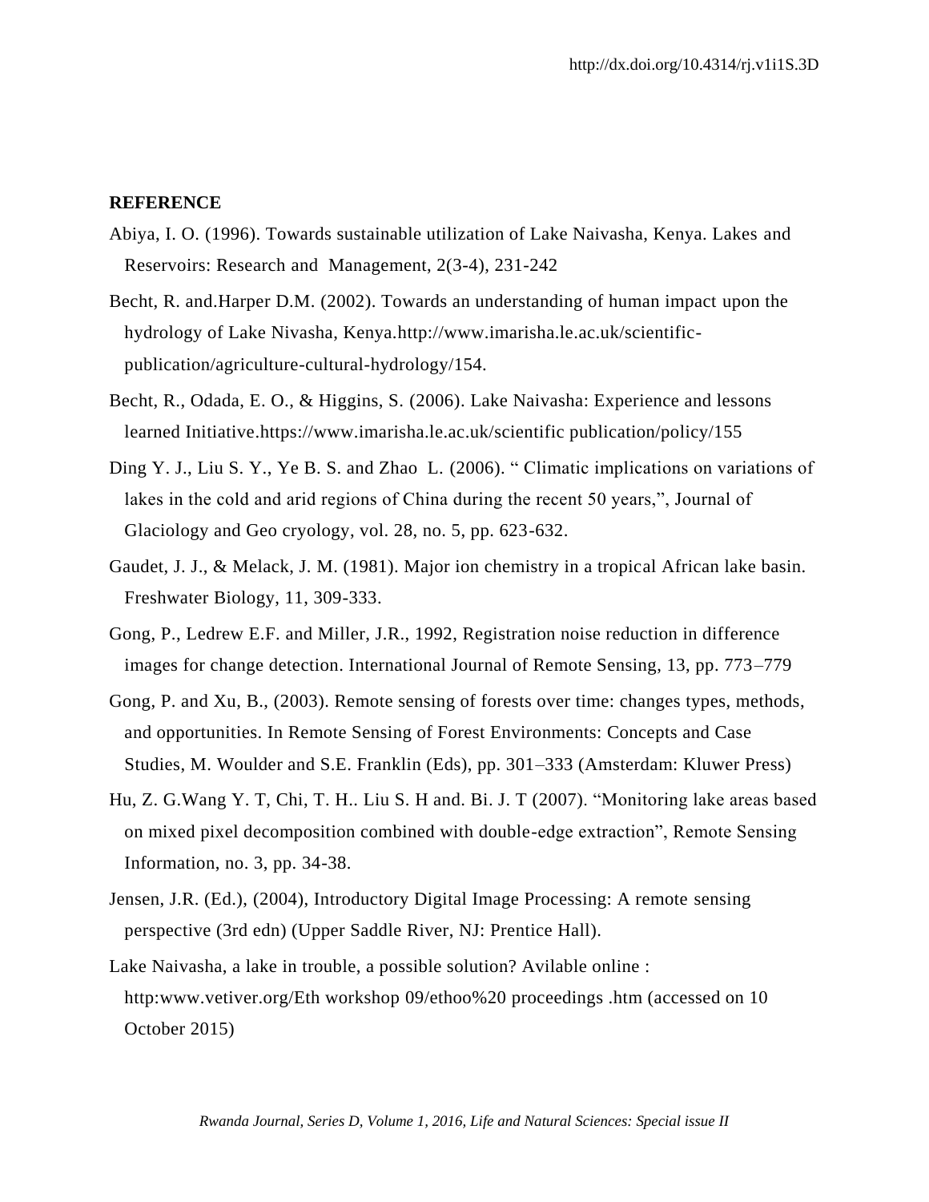**REFERENCE**

Abiya, I. O. (1996). Towards sustainable utilization of Lake Naivasha, Kenya. Lakes and Reservoirs: Research and Management, 2(3-4), 231-242

Becht, R. and.Harper D.M. (2002). Towards an understanding of human impact upon the hydrology of Lake Nivasha, Kenya.http://www.imarisha.le.ac.uk/scientific-publication/agriculture-cultural-hydrology/154.

Becht, R., Odada, E. O., & Higgins, S. (2006). Lake Naivasha: Experience and lessons learned Initiative.https://www.imarisha.le.ac.uk/scientific publication/policy/155

Ding Y. J., Liu S. Y., Ye B. S. and Zhao L. (2006). " Climatic implications on variations of lakes in the cold and arid regions of China during the recent 50 years,", Journal of Glaciology and Geo cryology, vol. 28, no. 5, pp. 623-632.

Gaudet, J. J., & Melack, J. M. (1981). Major ion chemistry in a tropical African lake basin. Freshwater Biology, 11, 309-333.

Gong, P., Ledrew E.F. and Miller, J.R., 1992, Registration noise reduction in difference images for change detection. International Journal of Remote Sensing, 13, pp. 773–779

Gong, P. and Xu, B., (2003). Remote sensing of forests over time: changes types, methods, and opportunities. In Remote Sensing of Forest Environments: Concepts and Case Studies, M. Woulder and S.E. Franklin (Eds), pp. 301–333 (Amsterdam: Kluwer Press)

Hu, Z. G.Wang Y. T, Chi, T. H.. Liu S. H and. Bi. J. T (2007). "Monitoring lake areas based on mixed pixel decomposition combined with double-edge extraction", Remote Sensing Information, no. 3, pp. 34-38.

Jensen, J.R. (Ed.), (2004), Introductory Digital Image Processing: A remote sensing perspective (3rd edn) (Upper Saddle River, NJ: Prentice Hall).

Lake Naivasha, a lake in trouble, a possible solution? Avilable online : http:www.vetiver.org/Eth workshop 09/ethoo%20 proceedings .htm (accessed on 10 October 2015)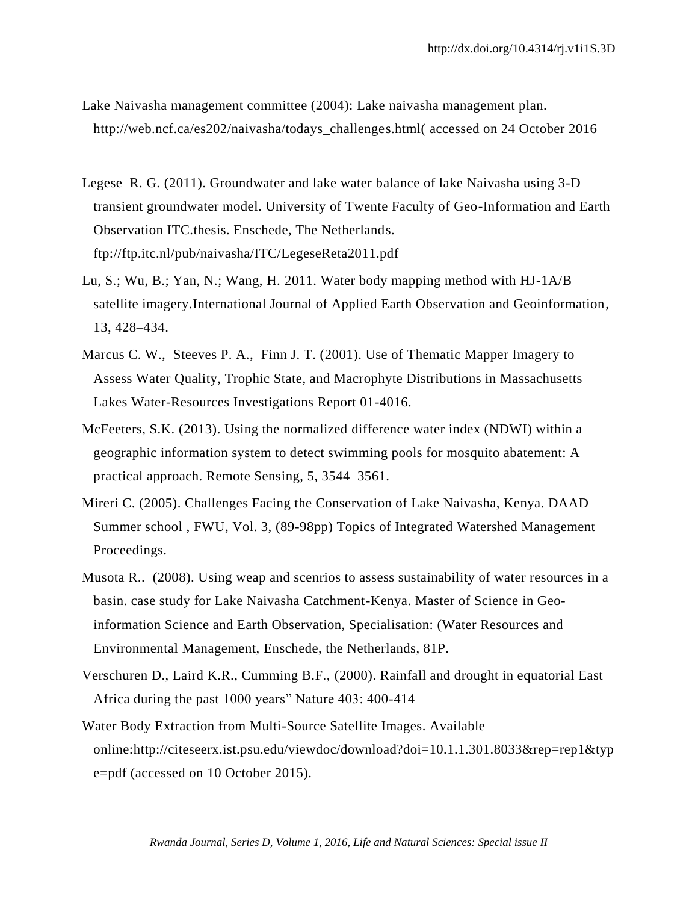Lake Naivasha management committee (2004): Lake naivasha management plan. http://web.ncf.ca/es202/naivasha/todays_challenges.html( accessed on 24 October 2016

Legese R. G. (2011). Groundwater and lake water balance of lake Naivasha using 3-D transient groundwater model. University of Twente Faculty of Geo-Information and Earth Observation ITC.thesis. Enschede, The Netherlands. ftp://ftp.itc.nl/pub/naivasha/ITC/LegeseReta2011.pdf

Lu, S.; Wu, B.; Yan, N.; Wang, H. 2011. Water body mapping method with HJ-1A/B satellite imagery.International Journal of Applied Earth Observation and Geoinformation, 13, 428–434.

Marcus C. W., Steeves P. A., Finn J. T. (2001). Use of Thematic Mapper Imagery to Assess Water Quality, Trophic State, and Macrophyte Distributions in Massachusetts Lakes Water-Resources Investigations Report 01-4016.

McFeeters, S.K. (2013). Using the normalized difference water index (NDWI) within a geographic information system to detect swimming pools for mosquito abatement: A practical approach. Remote Sensing, 5, 3544–3561.

Mireri C. (2005). Challenges Facing the Conservation of Lake Naivasha, Kenya. DAAD Summer school , FWU, Vol. 3, (89-98pp) Topics of Integrated Watershed Management Proceedings.

Musota R.. (2008). Using weap and scenrios to assess sustainability of water resources in a basin. case study for Lake Naivasha Catchment-Kenya. Master of Science in Geo-information Science and Earth Observation, Specialisation: (Water Resources and Environmental Management, Enschede, the Netherlands, 81P.

Verschuren D., Laird K.R., Cumming B.F., (2000). Rainfall and drought in equatorial East Africa during the past 1000 years" Nature 403: 400-414

Water Body Extraction from Multi-Source Satellite Images. Available online:http://citeseerx.ist.psu.edu/viewdoc/download?doi=10.1.1.301.8033&rep=rep1&type=pdf (accessed on 10 October 2015).